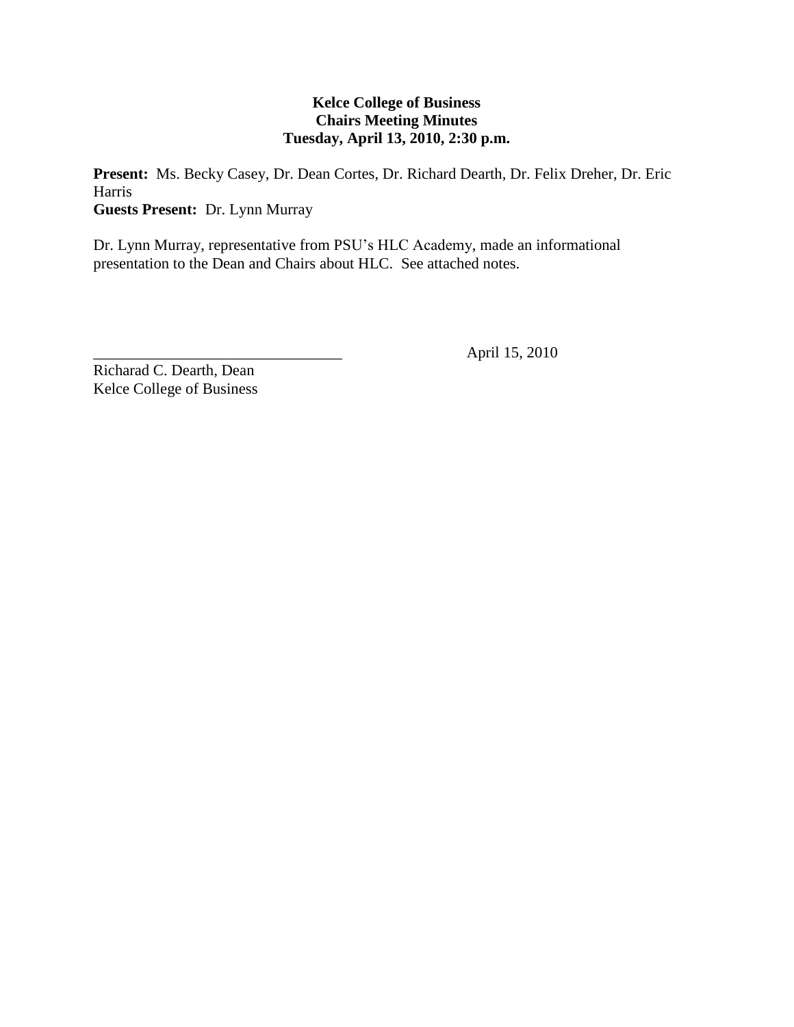**Kelce College of Business**
**Chairs Meeting Minutes**
**Tuesday, April 13, 2010, 2:30 p.m.**

**Present:** Ms. Becky Casey, Dr. Dean Cortes, Dr. Richard Dearth, Dr. Felix Dreher, Dr. Eric Harris
**Guests Present:** Dr. Lynn Murray

Dr. Lynn Murray, representative from PSU's HLC Academy, made an informational presentation to the Dean and Chairs about HLC. See attached notes.

_________________________________ April 15, 2010

Richarad C. Dearth, Dean
Kelce College of Business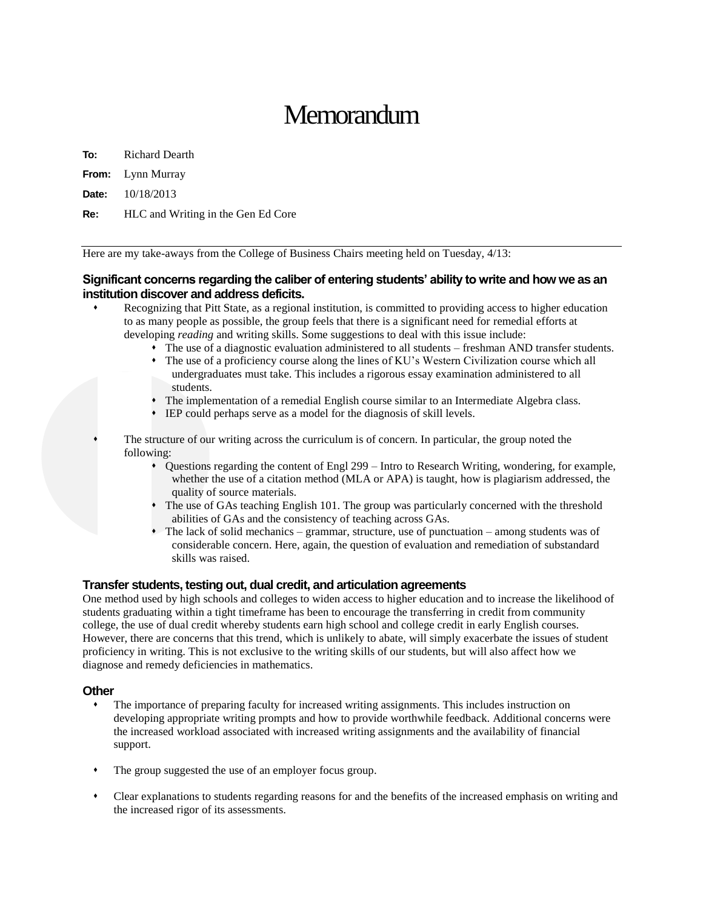# Memorandum

**To:** Richard Dearth

**From:** Lynn Murray

**Date:** 10/18/2013

**Re:** HLC and Writing in the Gen Ed Core

---

Here are my take-aways from the College of Business Chairs meeting held on Tuesday, 4/13:

### Significant concerns regarding the caliber of entering students' ability to write and how we as an institution discover and address deficits.

- Recognizing that Pitt State, as a regional institution, is committed to providing access to higher education to as many people as possible, the group feels that there is a significant need for remedial efforts at developing *reading* and writing skills. Some suggestions to deal with this issue include:
  - The use of a diagnostic evaluation administered to all students – freshman AND transfer students.
  - The use of a proficiency course along the lines of KU's Western Civilization course which all undergraduates must take. This includes a rigorous essay examination administered to all students.
  - The implementation of a remedial English course similar to an Intermediate Algebra class.
  - IEP could perhaps serve as a model for the diagnosis of skill levels.
- The structure of our writing across the curriculum is of concern. In particular, the group noted the following:
  - Questions regarding the content of Engl 299 – Intro to Research Writing, wondering, for example, whether the use of a citation method (MLA or APA) is taught, how is plagiarism addressed, the quality of source materials.
  - The use of GAs teaching English 101. The group was particularly concerned with the threshold abilities of GAs and the consistency of teaching across GAs.
  - The lack of solid mechanics – grammar, structure, use of punctuation – among students was of considerable concern. Here, again, the question of evaluation and remediation of substandard skills was raised.

### Transfer students, testing out, dual credit, and articulation agreements

One method used by high schools and colleges to widen access to higher education and to increase the likelihood of students graduating within a tight timeframe has been to encourage the transferring in credit from community college, the use of dual credit whereby students earn high school and college credit in early English courses. However, there are concerns that this trend, which is unlikely to abate, will simply exacerbate the issues of student proficiency in writing. This is not exclusive to the writing skills of our students, but will also affect how we diagnose and remedy deficiencies in mathematics.

### Other

- The importance of preparing faculty for increased writing assignments. This includes instruction on developing appropriate writing prompts and how to provide worthwhile feedback. Additional concerns were the increased workload associated with increased writing assignments and the availability of financial support.
- The group suggested the use of an employer focus group.
- Clear explanations to students regarding reasons for and the benefits of the increased emphasis on writing and the increased rigor of its assessments.